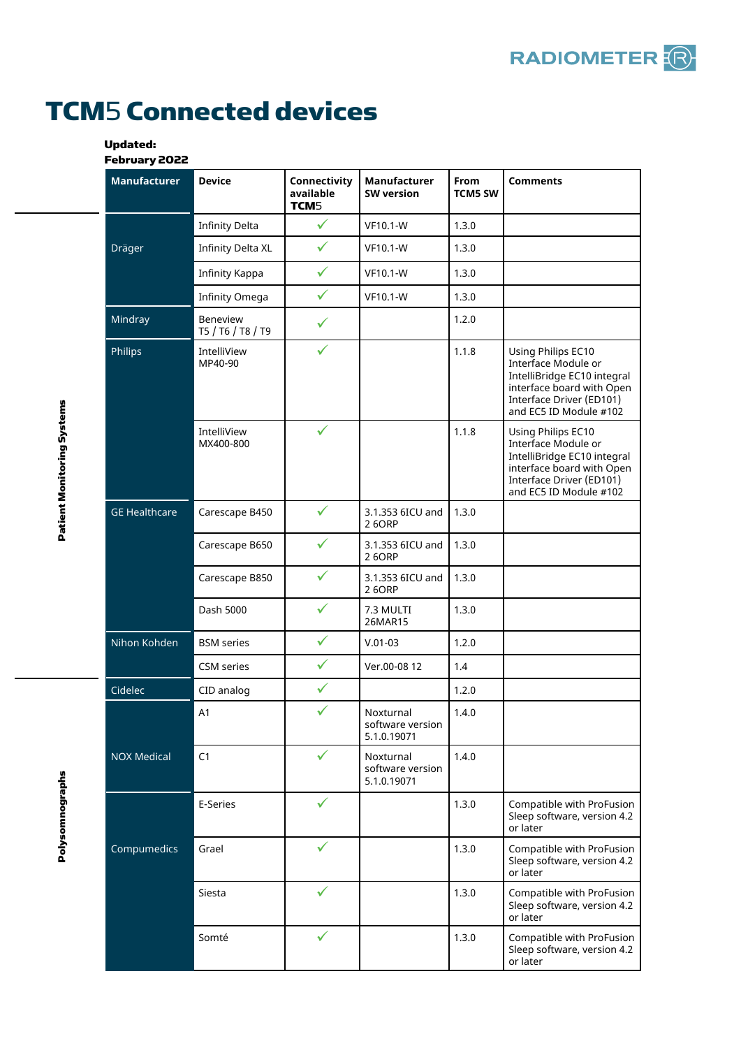# TCM5 Connected devices

**Updated:**
**February 2022**

| | Manufacturer | Device | Connectivity available TCM5 | Manufacturer SW version | From TCM5 SW | Comments |
|---|---|---|---|---|---|---|
| Patient Monitoring Systems | Dräger | Infinity Delta | ✓ | VF10.1-W | 1.3.0 | |
| | | Infinity Delta XL | ✓ | VF10.1-W | 1.3.0 | |
| | | Infinity Kappa | ✓ | VF10.1-W | 1.3.0 | |
| | | Infinity Omega | ✓ | VF10.1-W | 1.3.0 | |
| | Mindray | Beneview T5 / T6 / T8 / T9 | ✓ | | 1.2.0 | |
| | Philips | IntelliView MP40-90 | ✓ | | 1.1.8 | Using Philips EC10 Interface Module or IntelliBridge EC10 integral interface board with Open Interface Driver (ED101) and EC5 ID Module #102 |
| | | IntelliView MX400-800 | ✓ | | 1.1.8 | Using Philips EC10 Interface Module or IntelliBridge EC10 integral interface board with Open Interface Driver (ED101) and EC5 ID Module #102 |
| | GE Healthcare | Carescape B450 | ✓ | 3.1.353 6ICU and 2 6ORP | 1.3.0 | |
| | | Carescape B650 | ✓ | 3.1.353 6ICU and 2 6ORP | 1.3.0 | |
| | | Carescape B850 | ✓ | 3.1.353 6ICU and 2 6ORP | 1.3.0 | |
| | | Dash 5000 | ✓ | 7.3 MULTI 26MAR15 | 1.3.0 | |
| | Nihon Kohden | BSM series | ✓ | V.01-03 | 1.2.0 | |
| | | CSM series | ✓ | Ver.00-08 12 | 1.4 | |
| Polysomnographs | Cidelec | CID analog | ✓ | | 1.2.0 | |
| | NOX Medical | A1 | ✓ | Noxturnal software version 5.1.0.19071 | 1.4.0 | |
| | | C1 | ✓ | Noxturnal software version 5.1.0.19071 | 1.4.0 | |
| | Compumedics | E-Series | ✓ | | 1.3.0 | Compatible with ProFusion Sleep software, version 4.2 or later |
| | | Grael | ✓ | | 1.3.0 | Compatible with ProFusion Sleep software, version 4.2 or later |
| | | Siesta | ✓ | | 1.3.0 | Compatible with ProFusion Sleep software, version 4.2 or later |
| | | Somté | ✓ | | 1.3.0 | Compatible with ProFusion Sleep software, version 4.2 or later |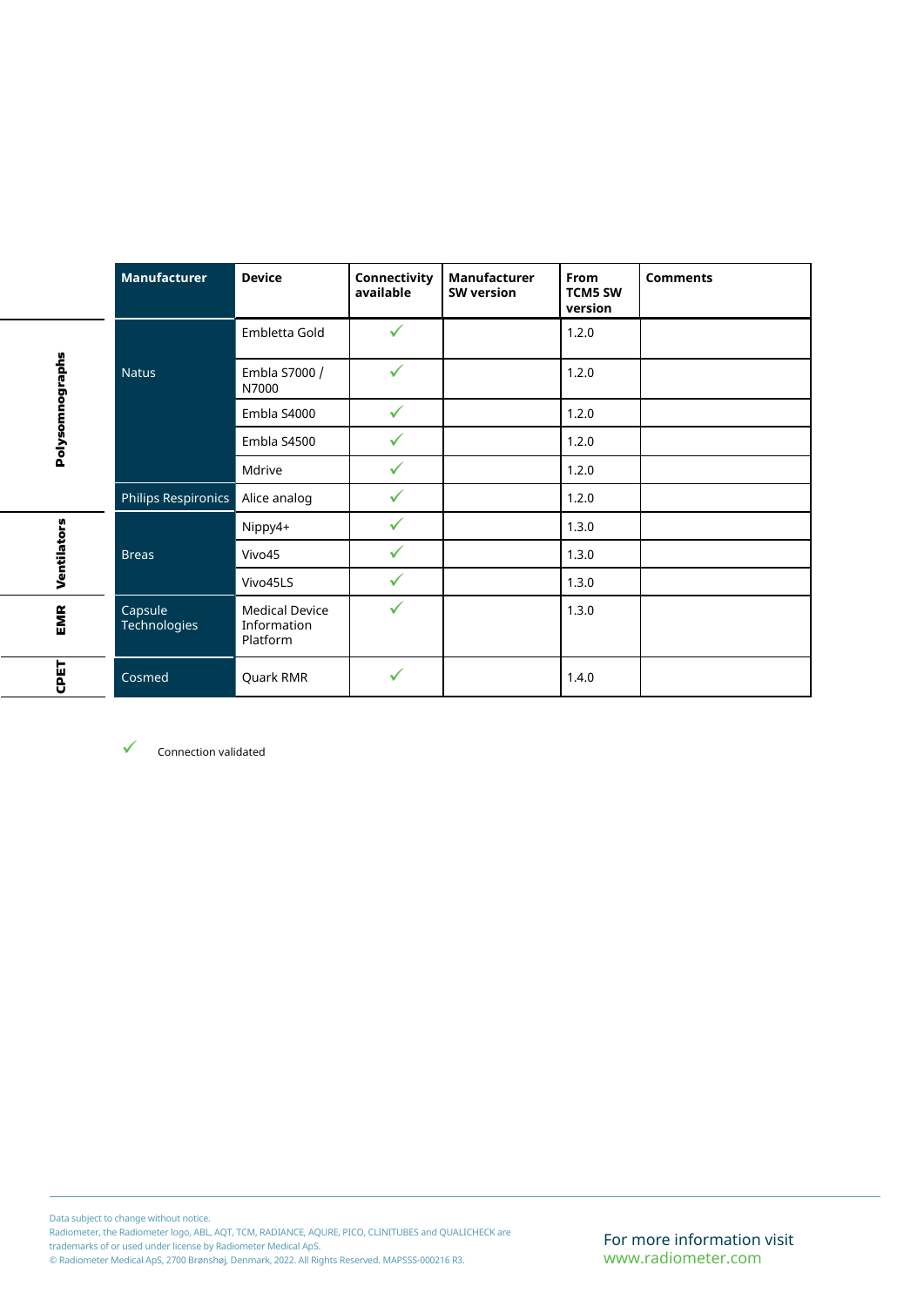| | Manufacturer | Device | Connectivity available | Manufacturer SW version | From TCM5 SW version | Comments |
|---|---|---|---|---|---|---|
| Polysomnographs | Natus | Embletta Gold | ✓ | | 1.2.0 | |
| | | Embla S7000 / N7000 | ✓ | | 1.2.0 | |
| | | Embla S4000 | ✓ | | 1.2.0 | |
| | | Embla S4500 | ✓ | | 1.2.0 | |
| | | Mdrive | ✓ | | 1.2.0 | |
| | Philips Respironics | Alice analog | ✓ | | 1.2.0 | |
| Ventilators | Breas | Nippy4+ | ✓ | | 1.3.0 | |
| | | Vivo45 | ✓ | | 1.3.0 | |
| | | Vivo45LS | ✓ | | 1.3.0 | |
| EMR | Capsule Technologies | Medical Device Information Platform | ✓ | | 1.3.0 | |
| CPET | Cosmed | Quark RMR | ✓ | | 1.4.0 | |

✓ Connection validated

Data subject to change without notice.
Radiometer, the Radiometer logo, ABL, AQT, TCM, RADIANCE, AQURE, PICO, CLINITUBES and QUALICHECK are trademarks of or used under license by Radiometer Medical ApS.
© Radiometer Medical ApS, 2700 Brønshøj, Denmark, 2022. All Rights Reserved. MAPSSS-000216 R3.

For more information visit
www.radiometer.com